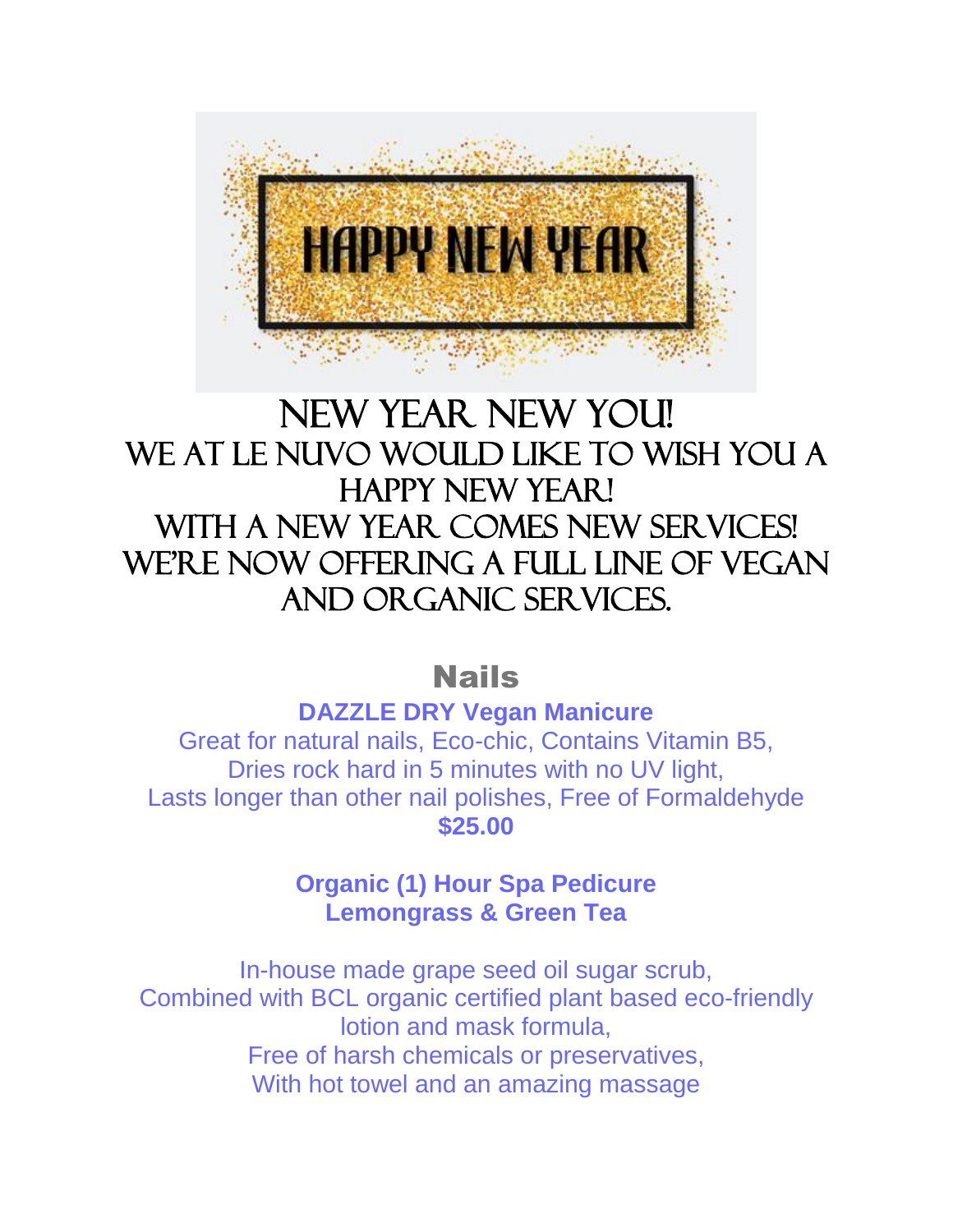# NEW YEAR NEW YOU!

## WE AT LE NUVO WOULD LIKE TO WISH YOU A HAPPY NEW YEAR!

## WITH A NEW YEAR COMES NEW SERVICES! WE'RE NOW OFFERING A FULL LINE OF VEGAN AND ORGANIC SERVICES.

## Nails

**DAZZLE DRY Vegan Manicure**

Great for natural nails, Eco-chic, Contains Vitamin B5,
Dries rock hard in 5 minutes with no UV light,
Lasts longer than other nail polishes, Free of Formaldehyde

**$25.00**

**Organic (1) Hour Spa Pedicure**
**Lemongrass & Green Tea**

In-house made grape seed oil sugar scrub,
Combined with BCL organic certified plant based eco-friendly lotion and mask formula,
Free of harsh chemicals or preservatives,
With hot towel and an amazing massage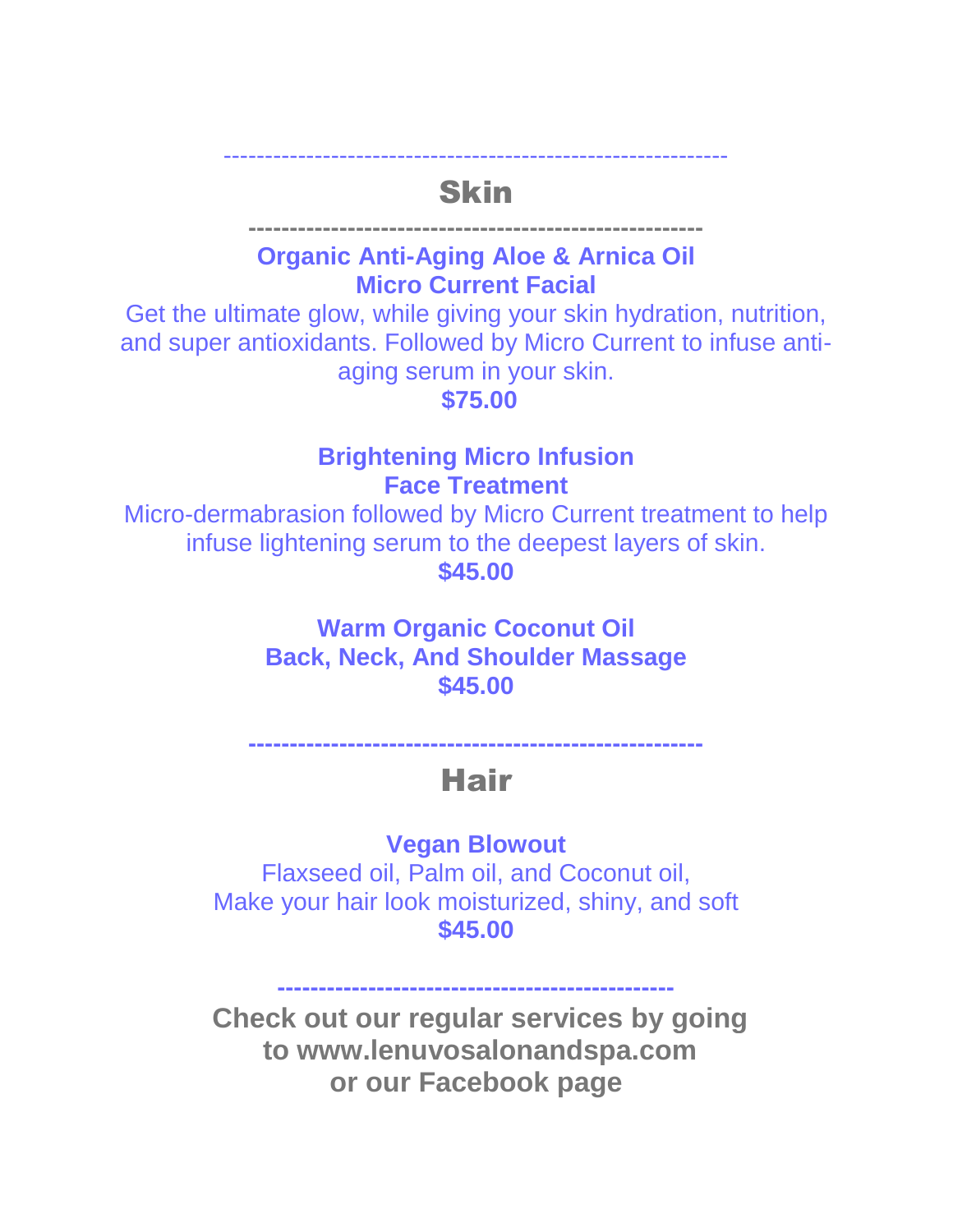---

## Skin

---

**Organic Anti-Aging Aloe & Arnica Oil**
**Micro Current Facial**

Get the ultimate glow, while giving your skin hydration, nutrition, and super antioxidants. Followed by Micro Current to infuse anti-aging serum in your skin.

**$75.00**

**Brightening Micro Infusion**
**Face Treatment**

Micro-dermabrasion followed by Micro Current treatment to help infuse lightening serum to the deepest layers of skin.

**$45.00**

**Warm Organic Coconut Oil**
**Back, Neck, And Shoulder Massage**
**$45.00**

---

## Hair

**Vegan Blowout**

Flaxseed oil, Palm oil, and Coconut oil,
Make your hair look moisturized, shiny, and soft

**$45.00**

---

**Check out our regular services by going to www.lenuvosalonandspa.com or our Facebook page**